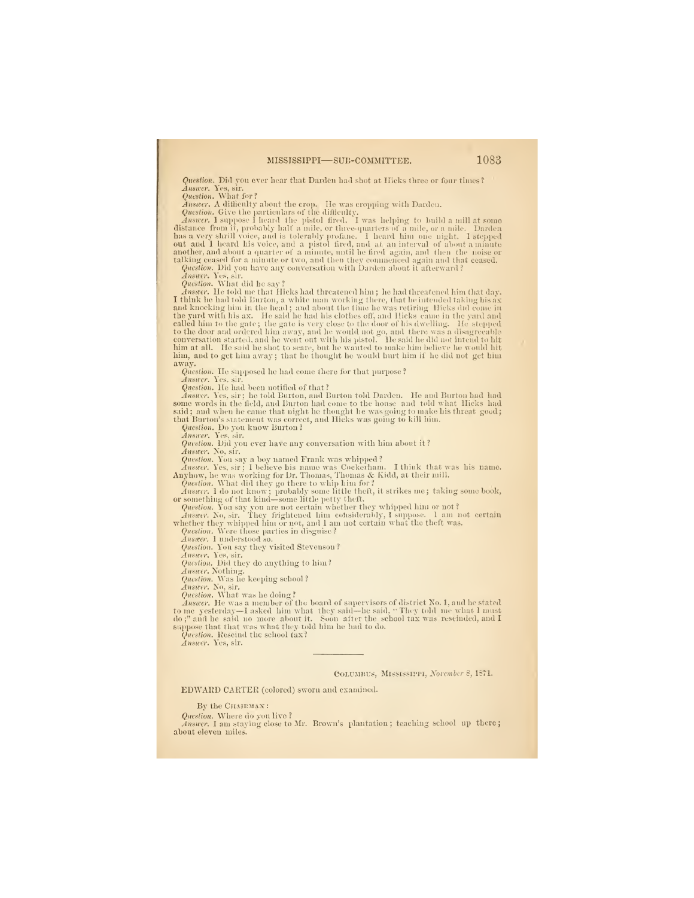*Question.* Did you ever hear that Darden had shot at Hicks three or four times?

*Answer.* Yes, sir.

*Question.* What for?

*Answer.* A difficulty about the crop. He was cropping with Darden.

*Question.* Give the particulars of the difficulty.

*Answer.* I suppose I heard the pistol fired. I was helping to build a mill at some distance from it, probably half a mile, or three-quarters of a mile, or a mile. Darden has a very shrill voice, and is tolerably profane. I heard him one night. I stepped out and I heard his voice, and a pistol fired, and at an interval of about a minute another, and about a quarter of a minute, until he fired again, and then the noise or talking ceased for a minute or two, and then they commenced again and that ceased.

*Question.* Did you have any conversation with Darden about it afterward?

*Answer.* Yes, sir.

*Question.* What did he say?

*Answer.* He told me that Hicks had threatened him; he had threatened him that day. I think he had told Burton, a white man working there, that he intended taking his ax and knocking him in the head; and about the time he was retiring Hicks did come in the yard with his ax. He said he had his clothes off, and Hicks came in the yard and called him to the gate; the gate is very close to the door of his dwelling. He stepped to the door and ordered him away, and he would not go, and there was a disagreeable conversation started, and he went out with his pistol. He said he did not intend to hit him at all. He said he shot to scare, but he wanted to make him believe he would hit him, and to get him away; that he thought he would hurt him if he did not get him away.

*Question.* He supposed he had come there for that purpose?

*Answer.* Yes, sir.

*Question.* He had been notified of that?

*Answer.* Yes, sir; he told Burton, and Burton told Darden. He and Burton had had some words in the field, and Burton had come to the house and told what Hicks had said; and when he came that night he thought he was going to make his threat good; that Burton's statement was correct, and Hicks was going to kill him.

*Question.* Do you know Burton?

*Answer.* Yes, sir.

*Question.* Did you ever have any conversation with him about it?

*Answer.* No, sir.

*Question.* You say a boy named Frank was whipped?

*Answer.* Yes, sir; I believe his name was Cockerham. I think that was his name. Anyhow, he was working for Dr. Thomas, Thomas & Kidd, at their mill.

*Question.* What did they go there to whip him for?

*Answer.* I do not know; probably some little theft, it strikes me; taking some book, or something of that kind—some little petty theft.

*Question.* You say you are not certain whether they whipped him or not?

*Answer.* No, sir. They frightened him considerably, I suppose. I am not certain whether they whipped him or not, and I am not certain what the theft was.

*Question.* Were those parties in disguise?

*Answer.* I understood so.

*Question.* You say they visited Stevenson?

*Answer.* Yes, sir.

*Question.* Did they do anything to him?

*Answer.* Nothing.

*Question.* Was he keeping school?

*Answer.* No, sir.

*Question.* What was he doing?

*Answer.* He was a member of the board of supervisors of district No. 1, and he stated to me yesterday—I asked him what they said—he said, "They told me what I must do;" and he said no more about it. Soon after the school tax was rescinded, and I suppose that that was what they told him he had to do.

*Question.* Rescind the school tax?

*Answer.* Yes, sir.

---

COLUMBUS, MISSISSIPPI, *November* 8, 1871.

EDWARD CARTER (colored) sworn and examined.

By the CHAIRMAN:

*Question.* Where do you live?

*Answer.* I am staying close to Mr. Brown's plantation; teaching school up there; about eleven miles.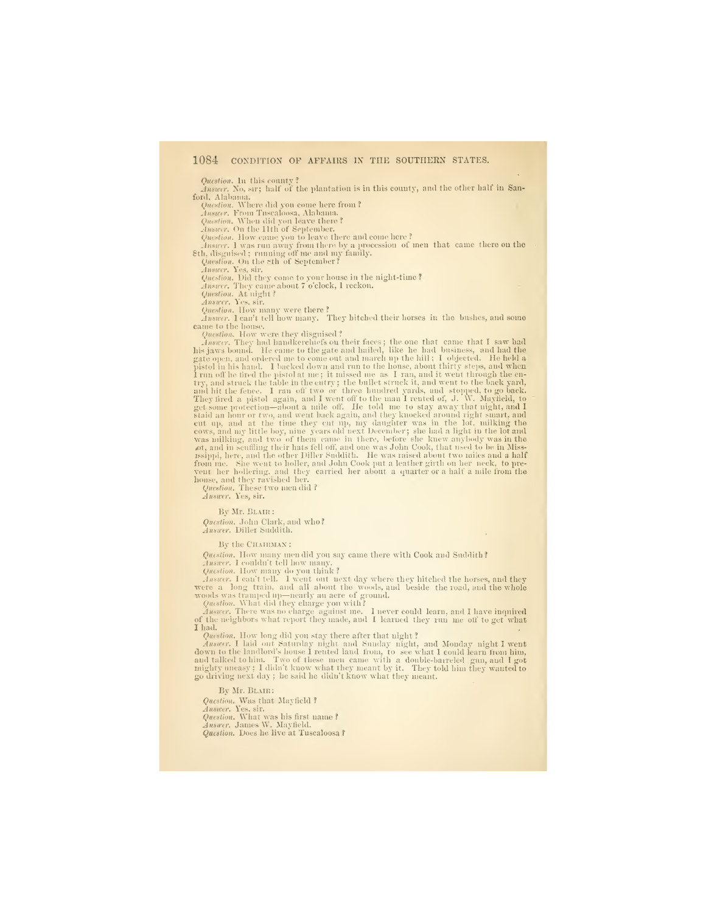*Question.* In this county?

*Answer.* No, sir; half of the plantation is in this county, and the other half in Sanford, Alabama.

*Question.* Where did you come here from?

*Answer.* From Tuscaloosa, Alabama.

*Question.* When did you leave there?

*Answer.* On the 11th of September.

*Question.* How came you to leave there and come here?

*Answer.* I was run away from there by a procession of men that came there on the 8th, disguised; running off me and my family.

*Question.* On the 8th of September?

*Answer.* Yes, sir.

*Question.* Did they come to your house in the night-time?

*Answer.* They came about 7 o'clock, I reckon.

*Question.* At night?

*Answer.* Yes, sir.

*Question.* How many were there?

*Answer.* I can't tell how many. They hitched their horses in the bushes, and some came to the house.

*Question.* How were they disguised?

*Answer.* They had handkerchiefs on their faces; the one that came that I saw had his jaws bound. He came to the gate and hailed, like he had business, and had the gate open, and ordered me to come out and march up the hill; I objected. He held a pistol in his hand. I backed down and run to the house, about thirty steps, and when I run off he fired the pistol at me; it missed me as I ran, and it went through the entry, and struck the table in the entry; the bullet struck it, and went to the back yard, and hit the fence. I ran off two or three hundred yards, and stopped, to go back. They fired a pistol again, and I went off to the man I rented of, J. W. Mayfield, to get some protection—about a mile off. He told me to stay away that night, and I staid an hour or two, and went back again, and they knocked around right smart, and cut up, and at the time they cut up, my daughter was in the lot, milking the cows, and my little boy, nine years old next December; she had a light in the lot and was milking, and two of them came in there, before she knew anybody was in the lot, and in scuffling their hats fell off, and one was John Cook, that used to be in Mississippi, here, and the other Diller Suddith. He was raised about two miles and a half from me. She went to holler, and John Cook put a leather girth on her neck, to prevent her hollering, and they carried her about a quarter or a half a mile from the house, and they ravished her.

*Question.* These two men did?

*Answer.* Yes, sir.

By Mr. Blair:

*Question.* John Clark, and who?

*Answer.* Diller Suddith.

By the Chairman:

*Question.* How many men did you say came there with Cook and Suddith?

*Answer.* I couldn't tell how many.

*Question.* How many do you think?

*Answer.* I can't tell. I went out next day where they hitched the horses, and they were a long train, and all about the woods, and beside the road, and the whole woods was tramped up—nearly an acre of ground.

*Question.* What did they charge you with?

*Answer.* There was no charge against me. I never could learn, and I have inquired of the neighbors what report they made, and I learned they run me off to get what I had.

*Question.* How long did you stay there after that night?

*Answer.* I laid out Saturday night and Sunday night, and Monday night I went down to the landlord's house I rented land from, to see what I could learn from him, and talked to him. Two of these men came with a double-barreled gun, and I got mighty uneasy; I didn't know what they meant by it. They told him they wanted to go driving next day; he said he didn't know what they meant.

By Mr. Blair:

*Question.* Was that Mayfield?

*Answer.* Yes, sir.

*Question.* What was his first name?

*Answer.* James W. Mayfield.

*Question.* Does he live at Tuscaloosa?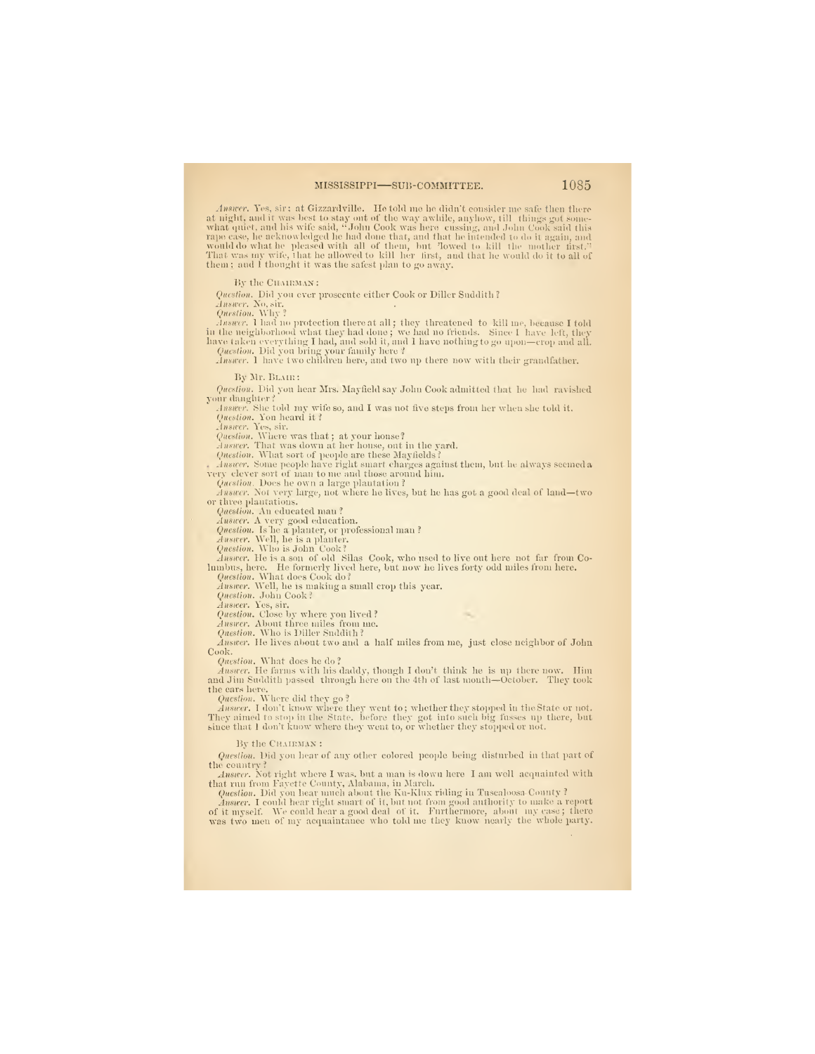*Answer.* Yes, sir; at Gizzardville. He told me he didn't consider me safe then there at night, and it was best to stay out of the way awhile, anyhow, till things got somewhat quiet, and his wife said, "John Cook was here cussing, and John Cook said this rape case, he acknowledged he had done that, and that he intended to do it again, and would do what he pleased with all of them, but 'lowed to kill the mother first." That was my wife, that he allowed to kill her first, and that he would do it to all of them; and I thought it was the safest plan to go away.

By the CHAIRMAN:

*Question.* Did you ever prosecute either Cook or Diller Suddith?

*Answer.* No, sir.

*Question.* Why?

*Answer.* I had no protection there at all; they threatened to kill me, because I told in the neighborhood what they had done; we had no friends. Since I have left, they have taken everything I had, and sold it, and I have nothing to go upon—crop and all.

*Question.* Did you bring your family here?

*Answer.* I have two children here, and two up there now with their grandfather.

By Mr. BLAIR:

*Question.* Did you hear Mrs. Mayfield say John Cook admitted that he had ravished your daughter?

*Answer.* She told my wife so, and I was not five steps from her when she told it.

*Question.* You heard it?

*Answer.* Yes, sir.

*Question.* Where was that; at your house?

*Answer.* That was down at her house, out in the yard.

*Question.* What sort of people are these Mayfields?

*Answer.* Some people have right smart charges against them, but he always seemed a very clever sort of man to me and those around him.

*Question.* Does he own a large plantation?

*Answer.* Not very large, not where he lives, but he has got a good deal of land—two or three plantations.

*Question.* An educated man?

*Answer.* A very good education.

*Question.* Is he a planter, or professional man?

*Answer.* Well, he is a planter.

*Question.* Who is John Cook?

*Answer.* He is a son of old Silas Cook, who used to live out here not far from Columbus, here. He formerly lived here, but now he lives forty odd miles from here.

*Question.* What does Cook do?

*Answer.* Well, he is making a small crop this year.

*Question.* John Cook?

*Answer.* Yes, sir.

*Question.* Close by where you lived?

*Answer.* About three miles from me.

*Question.* Who is Diller Suddith?

*Answer.* He lives about two and a half miles from me, just close neighbor of John Cook.

*Question.* What does he do?

*Answer.* He farms with his daddy, though I don't think he is up there now. Him and Jim Suddith passed through here on the 4th of last month—October. They took the cars here.

*Question.* Where did they go?

*Answer.* I don't know where they went to; whether they stopped in the State or not. They aimed to stop in the State, before they got into such big fusses up there, but since that I don't know where they went to, or whether they stopped or not.

By the CHAIRMAN:

*Question.* Did you hear of any other colored people being disturbed in that part of the country?

*Answer.* Not right where I was, but a man is down here I am well acquainted with that run from Fayette County, Alabama, in March.

*Question.* Did you hear much about the Ku-Klux riding in Tuscaloosa County?

*Answer.* I could hear right smart of it, but not from good authority to make a report of it myself. We could hear a good deal of it. Furthermore, about my case; there was two men of my acquaintance who told me they know nearly the whole party.